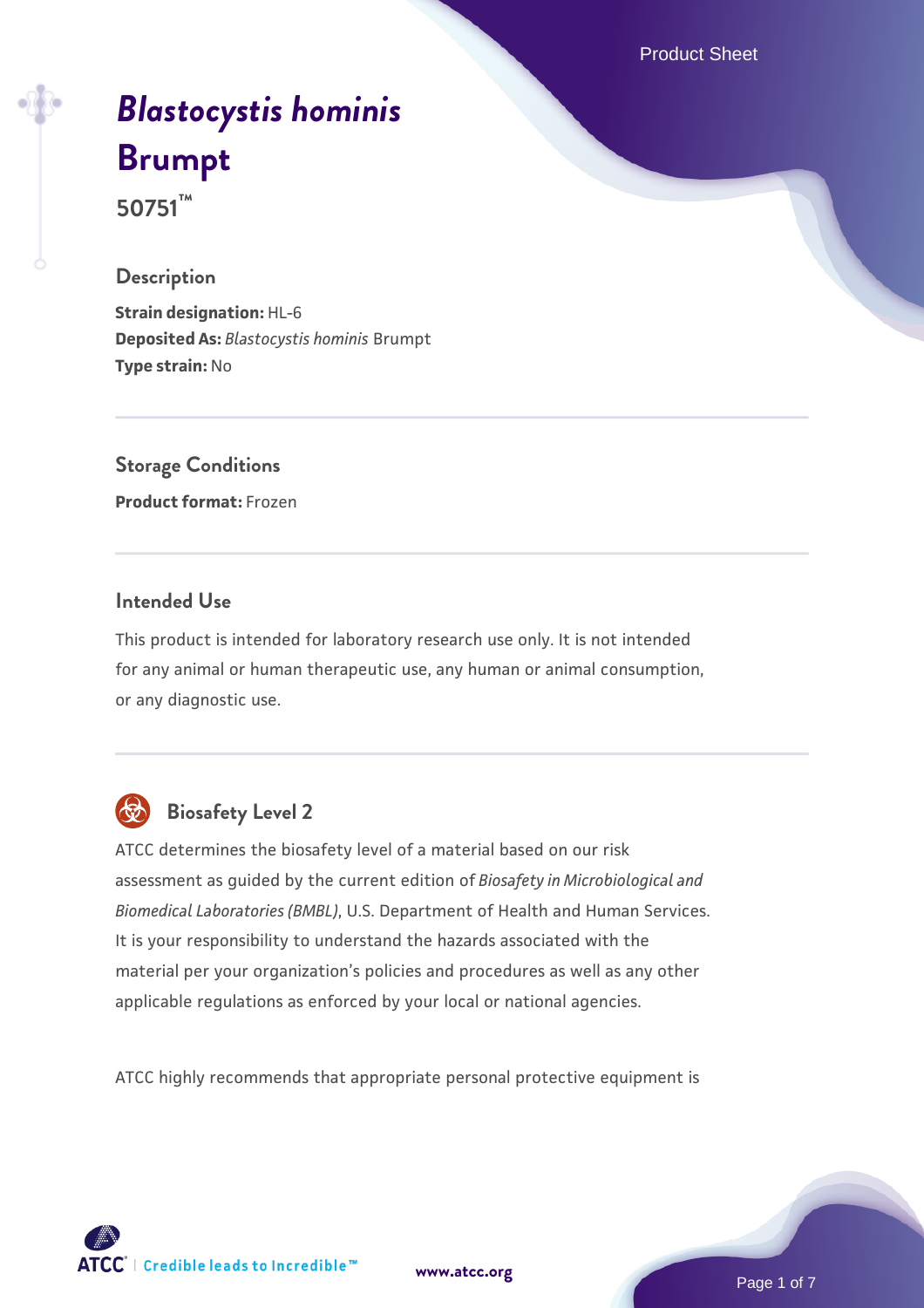# *Blastocystis hominis* Brumpt

## 50751™

### Description

**Strain designation:** HL-6
**Deposited As:** *Blastocystis hominis* Brumpt
**Type strain:** No

### Storage Conditions

**Product format:** Frozen

### Intended Use

This product is intended for laboratory research use only. It is not intended for any animal or human therapeutic use, any human or animal consumption, or any diagnostic use.

### Biosafety Level 2

ATCC determines the biosafety level of a material based on our risk assessment as guided by the current edition of *Biosafety in Microbiological and Biomedical Laboratories (BMBL)*, U.S. Department of Health and Human Services. It is your responsibility to understand the hazards associated with the material per your organization's policies and procedures as well as any other applicable regulations as enforced by your local or national agencies.

ATCC highly recommends that appropriate personal protective equipment is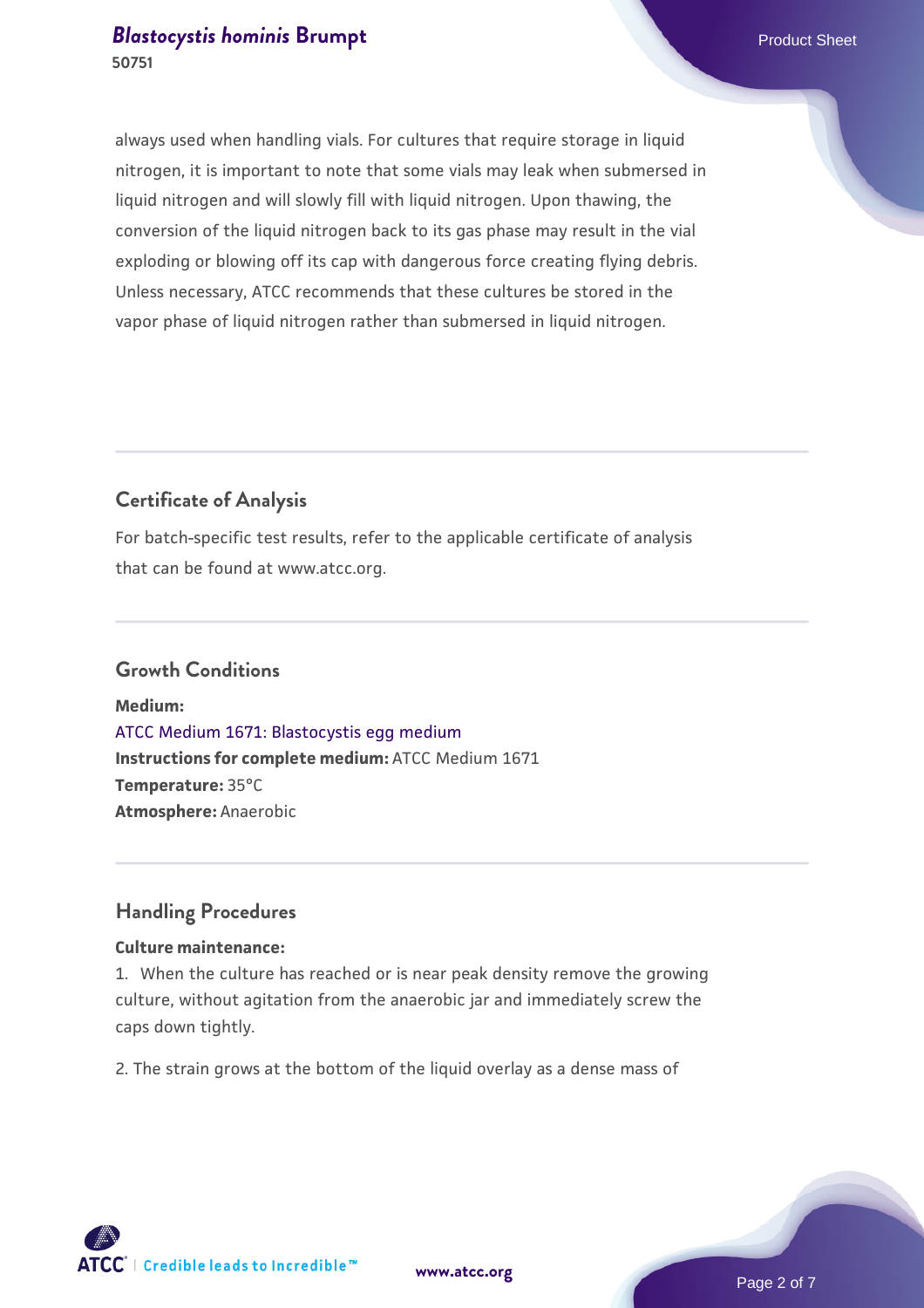always used when handling vials. For cultures that require storage in liquid nitrogen, it is important to note that some vials may leak when submersed in liquid nitrogen and will slowly fill with liquid nitrogen. Upon thawing, the conversion of the liquid nitrogen back to its gas phase may result in the vial exploding or blowing off its cap with dangerous force creating flying debris. Unless necessary, ATCC recommends that these cultures be stored in the vapor phase of liquid nitrogen rather than submersed in liquid nitrogen.

## Certificate of Analysis

For batch-specific test results, refer to the applicable certificate of analysis that can be found at www.atcc.org.

## Growth Conditions

**Medium:**
ATCC Medium 1671: Blastocystis egg medium
**Instructions for complete medium:** ATCC Medium 1671
**Temperature:** 35°C
**Atmosphere:** Anaerobic

## Handling Procedures

**Culture maintenance:**

1. When the culture has reached or is near peak density remove the growing culture, without agitation from the anaerobic jar and immediately screw the caps down tightly.

2. The strain grows at the bottom of the liquid overlay as a dense mass of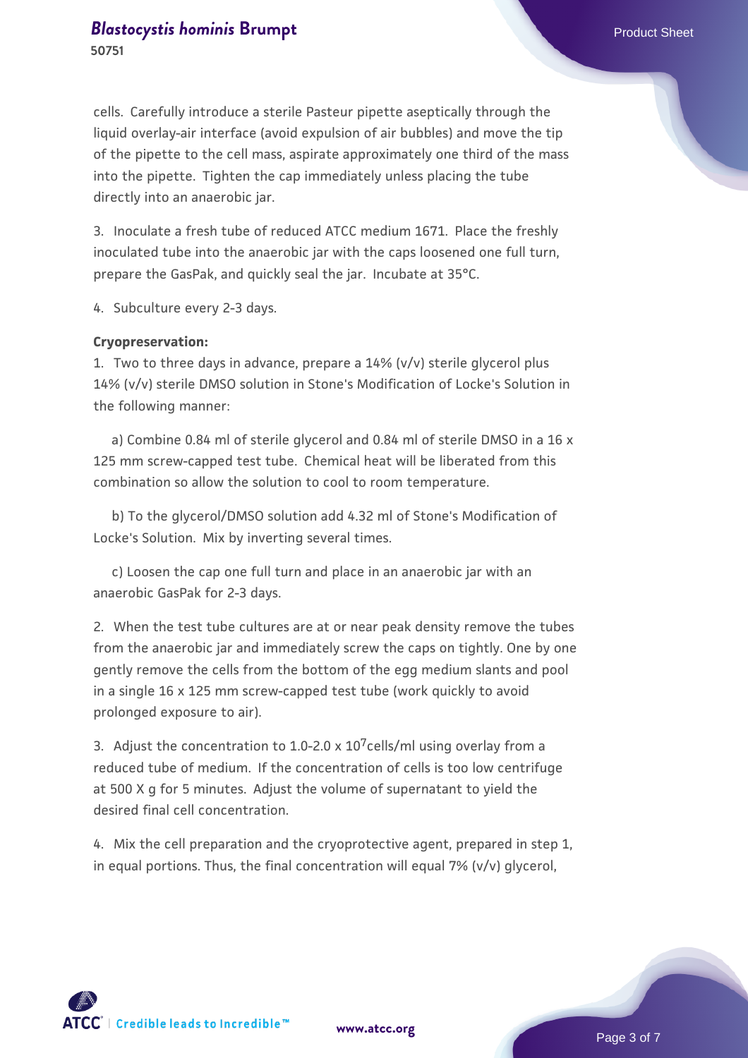cells. Carefully introduce a sterile Pasteur pipette aseptically through the liquid overlay-air interface (avoid expulsion of air bubbles) and move the tip of the pipette to the cell mass, aspirate approximately one third of the mass into the pipette. Tighten the cap immediately unless placing the tube directly into an anaerobic jar.

3. Inoculate a fresh tube of reduced ATCC medium 1671. Place the freshly inoculated tube into the anaerobic jar with the caps loosened one full turn, prepare the GasPak, and quickly seal the jar. Incubate at 35°C.

4. Subculture every 2-3 days.

**Cryopreservation:**

1. Two to three days in advance, prepare a 14% (v/v) sterile glycerol plus 14% (v/v) sterile DMSO solution in Stone's Modification of Locke's Solution in the following manner:

   a) Combine 0.84 ml of sterile glycerol and 0.84 ml of sterile DMSO in a 16 x 125 mm screw-capped test tube. Chemical heat will be liberated from this combination so allow the solution to cool to room temperature.

   b) To the glycerol/DMSO solution add 4.32 ml of Stone's Modification of Locke's Solution. Mix by inverting several times.

   c) Loosen the cap one full turn and place in an anaerobic jar with an anaerobic GasPak for 2-3 days.

2. When the test tube cultures are at or near peak density remove the tubes from the anaerobic jar and immediately screw the caps on tightly. One by one gently remove the cells from the bottom of the egg medium slants and pool in a single 16 x 125 mm screw-capped test tube (work quickly to avoid prolonged exposure to air).

3. Adjust the concentration to $1.0\text{-}2.0 \times 10^7$ cells/ml using overlay from a reduced tube of medium. If the concentration of cells is too low centrifuge at 500 X g for 5 minutes. Adjust the volume of supernatant to yield the desired final cell concentration.

4. Mix the cell preparation and the cryoprotective agent, prepared in step 1, in equal portions. Thus, the final concentration will equal 7% (v/v) glycerol,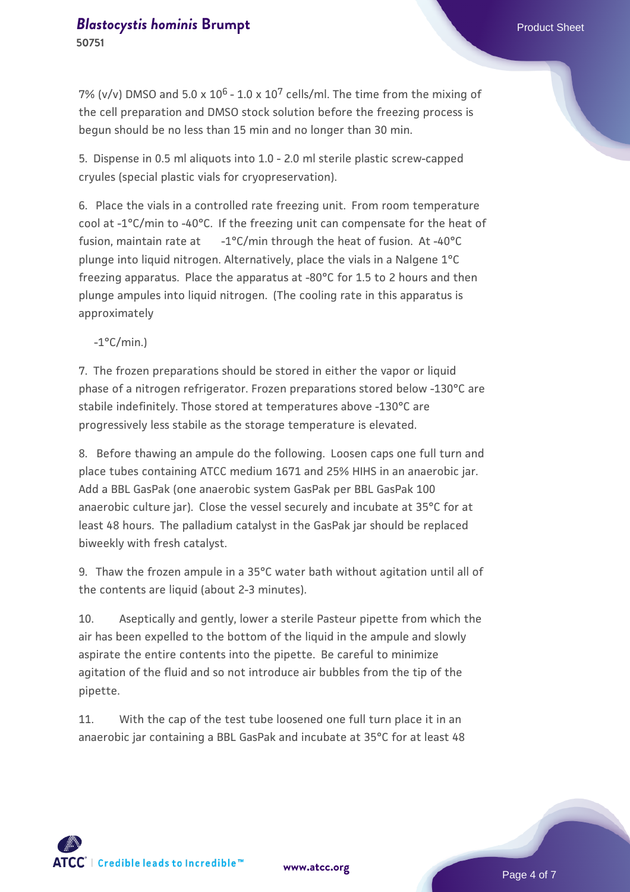7% (v/v) DMSO and 5.0 x $10^6$ - 1.0 x $10^7$ cells/ml. The time from the mixing of the cell preparation and DMSO stock solution before the freezing process is begun should be no less than 15 min and no longer than 30 min.

5. Dispense in 0.5 ml aliquots into 1.0 - 2.0 ml sterile plastic screw-capped cryules (special plastic vials for cryopreservation).

6. Place the vials in a controlled rate freezing unit. From room temperature cool at -1°C/min to -40°C. If the freezing unit can compensate for the heat of fusion, maintain rate at -1°C/min through the heat of fusion. At -40°C plunge into liquid nitrogen. Alternatively, place the vials in a Nalgene 1°C freezing apparatus. Place the apparatus at -80°C for 1.5 to 2 hours and then plunge ampules into liquid nitrogen. (The cooling rate in this apparatus is approximately -1°C/min.)

7. The frozen preparations should be stored in either the vapor or liquid phase of a nitrogen refrigerator. Frozen preparations stored below -130°C are stabile indefinitely. Those stored at temperatures above -130°C are progressively less stabile as the storage temperature is elevated.

8. Before thawing an ampule do the following. Loosen caps one full turn and place tubes containing ATCC medium 1671 and 25% HIHS in an anaerobic jar. Add a BBL GasPak (one anaerobic system GasPak per BBL GasPak 100 anaerobic culture jar). Close the vessel securely and incubate at 35°C for at least 48 hours. The palladium catalyst in the GasPak jar should be replaced biweekly with fresh catalyst.

9. Thaw the frozen ampule in a 35°C water bath without agitation until all of the contents are liquid (about 2-3 minutes).

10. Aseptically and gently, lower a sterile Pasteur pipette from which the air has been expelled to the bottom of the liquid in the ampule and slowly aspirate the entire contents into the pipette. Be careful to minimize agitation of the fluid and so not introduce air bubbles from the tip of the pipette.

11. With the cap of the test tube loosened one full turn place it in an anaerobic jar containing a BBL GasPak and incubate at 35°C for at least 48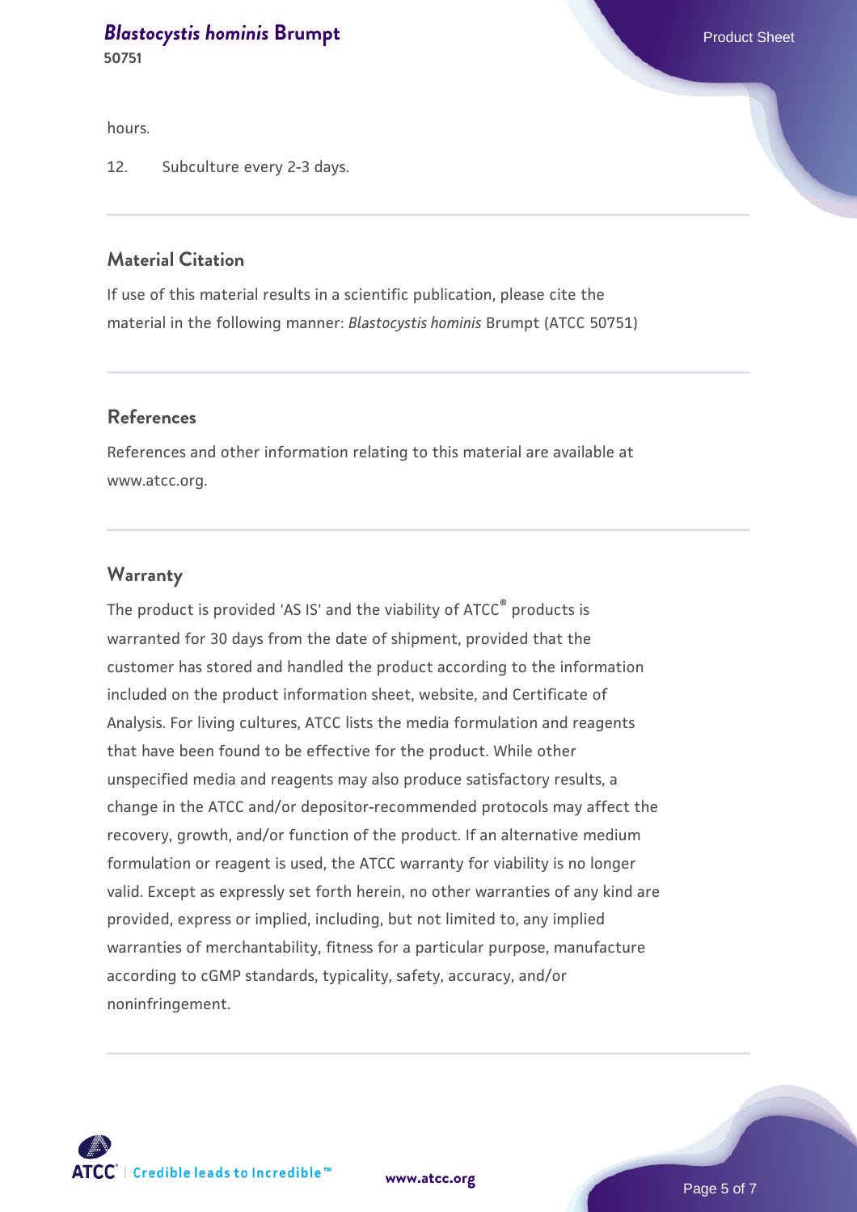hours.

12. Subculture every 2-3 days.

## Material Citation

If use of this material results in a scientific publication, please cite the material in the following manner: *Blastocystis hominis* Brumpt (ATCC 50751)

## References

References and other information relating to this material are available at www.atcc.org.

## Warranty

The product is provided 'AS IS' and the viability of ATCC® products is warranted for 30 days from the date of shipment, provided that the customer has stored and handled the product according to the information included on the product information sheet, website, and Certificate of Analysis. For living cultures, ATCC lists the media formulation and reagents that have been found to be effective for the product. While other unspecified media and reagents may also produce satisfactory results, a change in the ATCC and/or depositor-recommended protocols may affect the recovery, growth, and/or function of the product. If an alternative medium formulation or reagent is used, the ATCC warranty for viability is no longer valid. Except as expressly set forth herein, no other warranties of any kind are provided, express or implied, including, but not limited to, any implied warranties of merchantability, fitness for a particular purpose, manufacture according to cGMP standards, typicality, safety, accuracy, and/or noninfringement.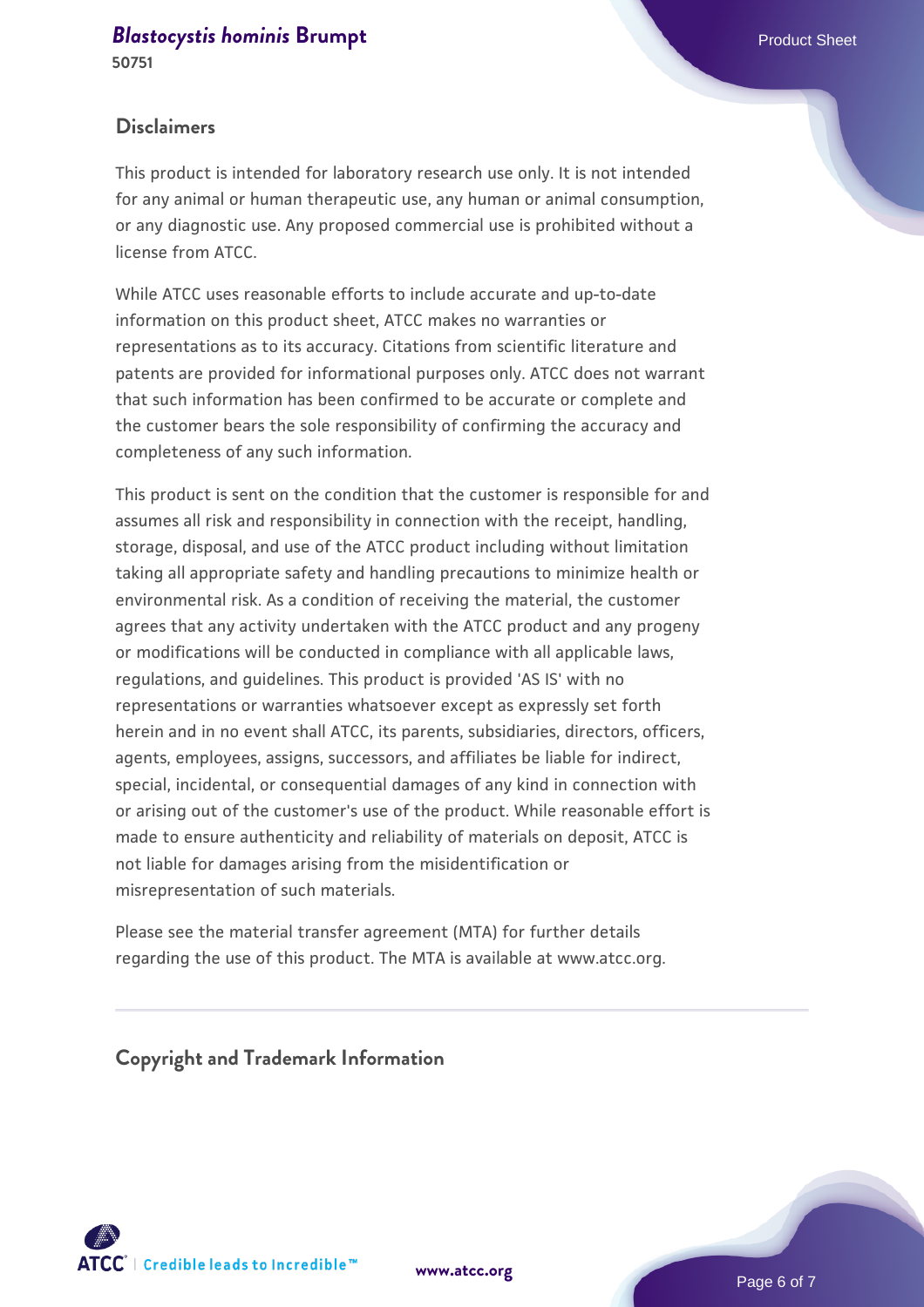## Disclaimers

This product is intended for laboratory research use only. It is not intended for any animal or human therapeutic use, any human or animal consumption, or any diagnostic use. Any proposed commercial use is prohibited without a license from ATCC.

While ATCC uses reasonable efforts to include accurate and up-to-date information on this product sheet, ATCC makes no warranties or representations as to its accuracy. Citations from scientific literature and patents are provided for informational purposes only. ATCC does not warrant that such information has been confirmed to be accurate or complete and the customer bears the sole responsibility of confirming the accuracy and completeness of any such information.

This product is sent on the condition that the customer is responsible for and assumes all risk and responsibility in connection with the receipt, handling, storage, disposal, and use of the ATCC product including without limitation taking all appropriate safety and handling precautions to minimize health or environmental risk. As a condition of receiving the material, the customer agrees that any activity undertaken with the ATCC product and any progeny or modifications will be conducted in compliance with all applicable laws, regulations, and guidelines. This product is provided 'AS IS' with no representations or warranties whatsoever except as expressly set forth herein and in no event shall ATCC, its parents, subsidiaries, directors, officers, agents, employees, assigns, successors, and affiliates be liable for indirect, special, incidental, or consequential damages of any kind in connection with or arising out of the customer's use of the product. While reasonable effort is made to ensure authenticity and reliability of materials on deposit, ATCC is not liable for damages arising from the misidentification or misrepresentation of such materials.

Please see the material transfer agreement (MTA) for further details regarding the use of this product. The MTA is available at www.atcc.org.

## Copyright and Trademark Information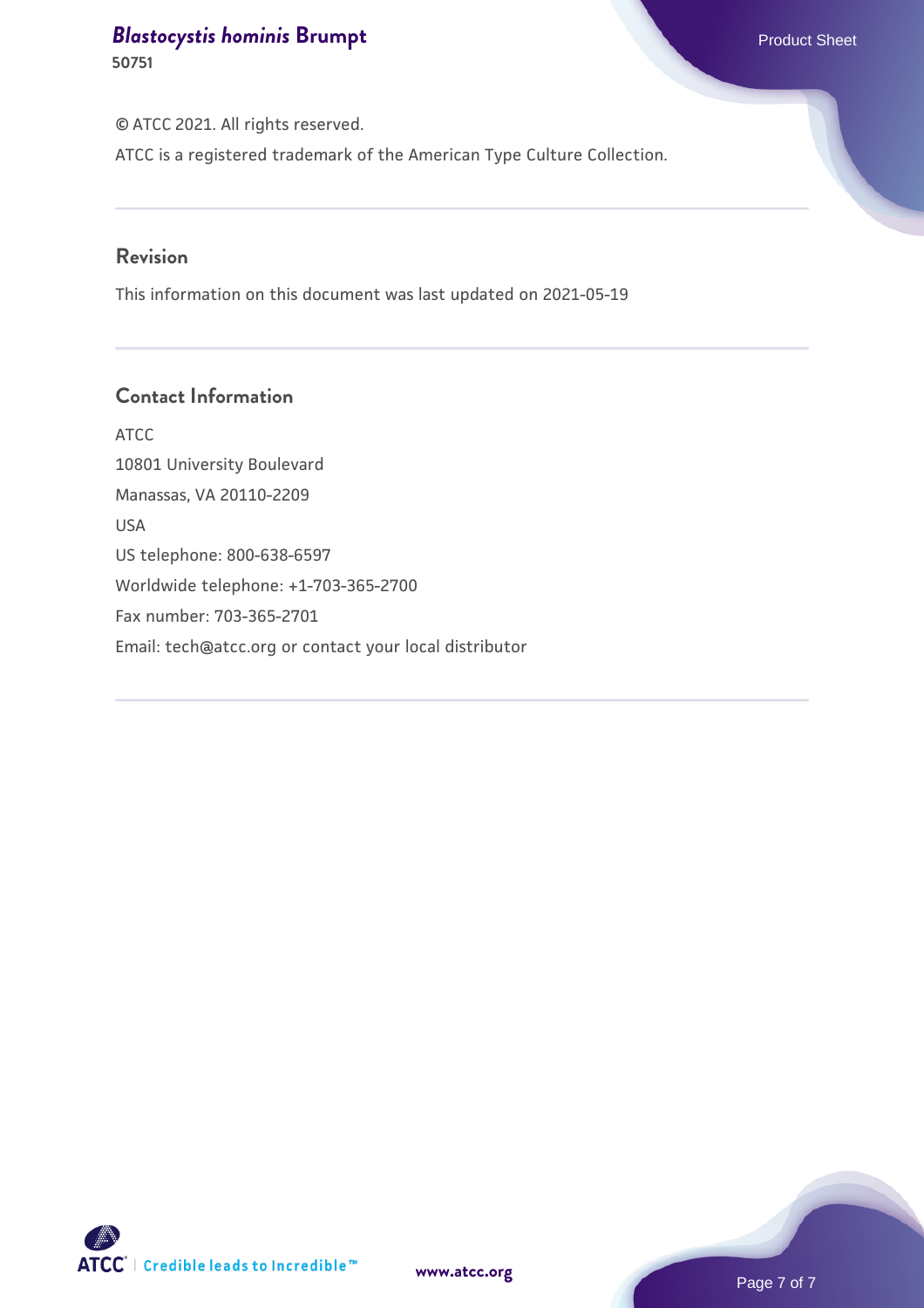© ATCC 2021. All rights reserved.

ATCC is a registered trademark of the American Type Culture Collection.

## Revision

This information on this document was last updated on 2021-05-19

## Contact Information

ATCC

10801 University Boulevard

Manassas, VA 20110-2209

USA

US telephone: 800-638-6597

Worldwide telephone: +1-703-365-2700

Fax number: 703-365-2701

Email: tech@atcc.org or contact your local distributor